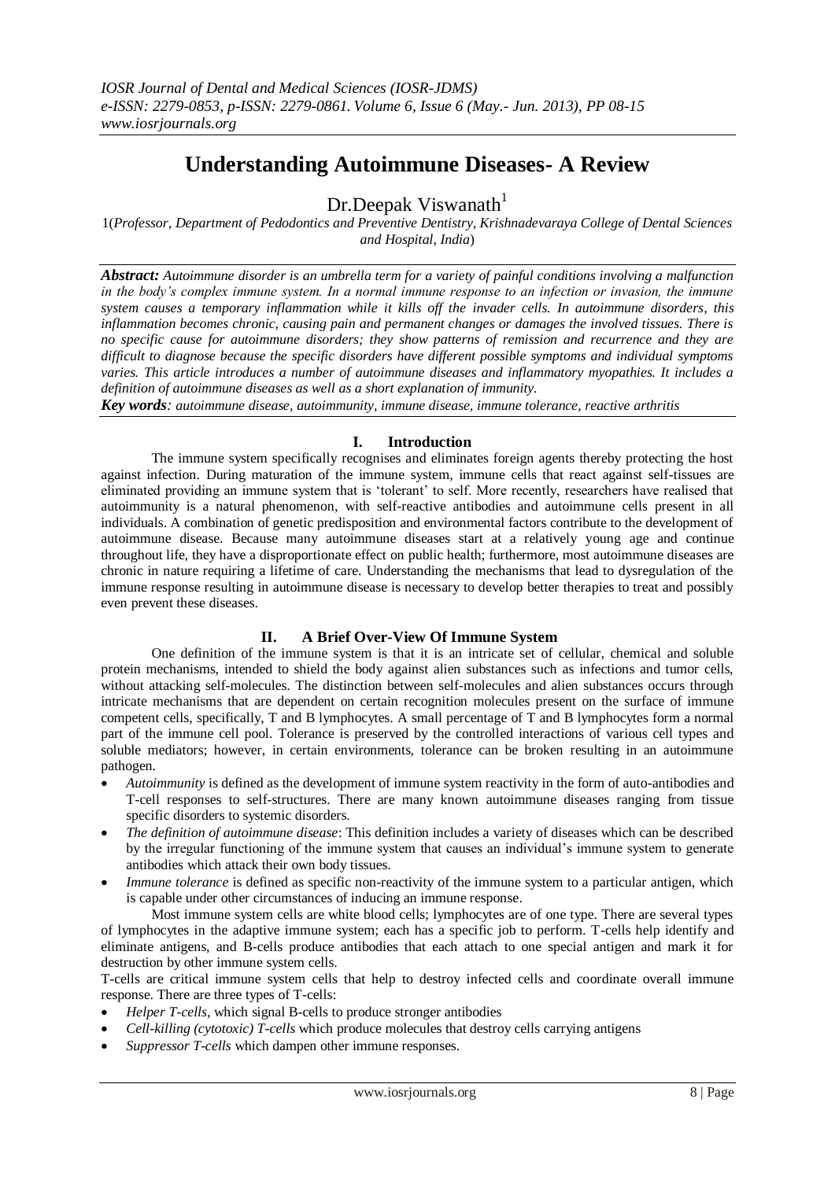# Understanding Autoimmune Diseases- A Review

Dr.Deepak Viswanath[1]

1(*Professor, Department of Pedodontics and Preventive Dentistry, Krishnadevaraya College of Dental Sciences and Hospital, India*)

***Abstract:*** *Autoimmune disorder is an umbrella term for a variety of painful conditions involving a malfunction in the body's complex immune system. In a normal immune response to an infection or invasion, the immune system causes a temporary inflammation while it kills off the invader cells. In autoimmune disorders, this inflammation becomes chronic, causing pain and permanent changes or damages the involved tissues. There is no specific cause for autoimmune disorders; they show patterns of remission and recurrence and they are difficult to diagnose because the specific disorders have different possible symptoms and individual symptoms varies. This article introduces a number of autoimmune diseases and inflammatory myopathies. It includes a definition of autoimmune diseases as well as a short explanation of immunity.*

***Key words****: autoimmune disease, autoimmunity, immune disease, immune tolerance, reactive arthritis*

## I. Introduction

The immune system specifically recognises and eliminates foreign agents thereby protecting the host against infection. During maturation of the immune system, immune cells that react against self-tissues are eliminated providing an immune system that is 'tolerant' to self. More recently, researchers have realised that autoimmunity is a natural phenomenon, with self-reactive antibodies and autoimmune cells present in all individuals. A combination of genetic predisposition and environmental factors contribute to the development of autoimmune disease. Because many autoimmune diseases start at a relatively young age and continue throughout life, they have a disproportionate effect on public health; furthermore, most autoimmune diseases are chronic in nature requiring a lifetime of care. Understanding the mechanisms that lead to dysregulation of the immune response resulting in autoimmune disease is necessary to develop better therapies to treat and possibly even prevent these diseases.

## II. A Brief Over-View Of Immune System

One definition of the immune system is that it is an intricate set of cellular, chemical and soluble protein mechanisms, intended to shield the body against alien substances such as infections and tumor cells, without attacking self-molecules. The distinction between self-molecules and alien substances occurs through intricate mechanisms that are dependent on certain recognition molecules present on the surface of immune competent cells, specifically, T and B lymphocytes. A small percentage of T and B lymphocytes form a normal part of the immune cell pool. Tolerance is preserved by the controlled interactions of various cell types and soluble mediators; however, in certain environments, tolerance can be broken resulting in an autoimmune pathogen.

- *Autoimmunity* is defined as the development of immune system reactivity in the form of auto-antibodies and T-cell responses to self-structures. There are many known autoimmune diseases ranging from tissue specific disorders to systemic disorders.
- *The definition of autoimmune disease*: This definition includes a variety of diseases which can be described by the irregular functioning of the immune system that causes an individual's immune system to generate antibodies which attack their own body tissues.
- *Immune tolerance* is defined as specific non-reactivity of the immune system to a particular antigen, which is capable under other circumstances of inducing an immune response.

Most immune system cells are white blood cells; lymphocytes are of one type. There are several types of lymphocytes in the adaptive immune system; each has a specific job to perform. T-cells help identify and eliminate antigens, and B-cells produce antibodies that each attach to one special antigen and mark it for destruction by other immune system cells.

T-cells are critical immune system cells that help to destroy infected cells and coordinate overall immune response. There are three types of T-cells:

- *Helper T-cells*, which signal B-cells to produce stronger antibodies
- *Cell-killing (cytotoxic) T-cells* which produce molecules that destroy cells carrying antigens
- *Suppressor T-cells* which dampen other immune responses.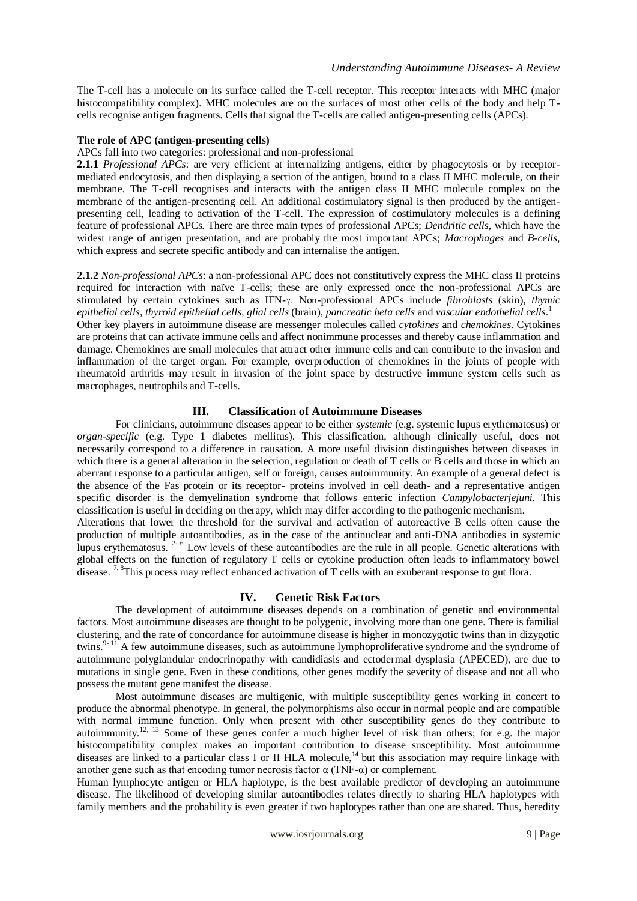The T-cell has a molecule on its surface called the T-cell receptor. This receptor interacts with MHC (major histocompatibility complex). MHC molecules are on the surfaces of most other cells of the body and help T-cells recognise antigen fragments. Cells that signal the T-cells are called antigen-presenting cells (APCs).

**The role of APC (antigen-presenting cells)**

APCs fall into two categories: professional and non-professional

**2.1.1** *Professional APCs*: are very efficient at internalizing antigens, either by phagocytosis or by receptor-mediated endocytosis, and then displaying a section of the antigen, bound to a class II MHC molecule, on their membrane. The T-cell recognises and interacts with the antigen class II MHC molecule complex on the membrane of the antigen-presenting cell. An additional costimulatory signal is then produced by the antigen-presenting cell, leading to activation of the T-cell. The expression of costimulatory molecules is a defining feature of professional APCs. There are three main types of professional APCs; *Dendritic cells,* which have the widest range of antigen presentation, and are probably the most important APCs; *Macrophages* and *B-cells*, which express and secrete specific antibody and can internalise the antigen.

**2.1.2** *Non-professional APCs*: a non-professional APC does not constitutively express the MHC class II proteins required for interaction with naïve T-cells; these are only expressed once the non-professional APCs are stimulated by certain cytokines such as IFN-γ. Non-professional APCs include *fibroblasts* (skin), *thymic epithelial cells*, *thyroid epithelial cells*, *glial cells* (brain), *pancreatic beta cells* and *vascular endothelial cells*.[1]

Other key players in autoimmune disease are messenger molecules called *cytokines* and *chemokines*. Cytokines are proteins that can activate immune cells and affect nonimmune processes and thereby cause inflammation and damage. Chemokines are small molecules that attract other immune cells and can contribute to the invasion and inflammation of the target organ. For example, overproduction of chemokines in the joints of people with rheumatoid arthritis may result in invasion of the joint space by destructive immune system cells such as macrophages, neutrophils and T-cells.

## III. Classification of Autoimmune Diseases

For clinicians, autoimmune diseases appear to be either *systemic* (e.g. systemic lupus erythematosus) or *organ-specific* (e.g. Type 1 diabetes mellitus). This classification, although clinically useful, does not necessarily correspond to a difference in causation. A more useful division distinguishes between diseases in which there is a general alteration in the selection, regulation or death of T cells or B cells and those in which an aberrant response to a particular antigen, self or foreign, causes autoimmunity. An example of a general defect is the absence of the Fas protein or its receptor- proteins involved in cell death- and a representative antigen specific disorder is the demyelination syndrome that follows enteric infection *Campylobacterjejuni.* This classification is useful in deciding on therapy, which may differ according to the pathogenic mechanism.

Alterations that lower the threshold for the survival and activation of autoreactive B cells often cause the production of multiple autoantibodies, as in the case of the antinuclear and anti-DNA antibodies in systemic lupus erythematosus. [2-6] Low levels of these autoantibodies are the rule in all people. Genetic alterations with global effects on the function of regulatory T cells or cytokine production often leads to inflammatory bowel disease. [7, 8]This process may reflect enhanced activation of T cells with an exuberant response to gut flora.

## IV. Genetic Risk Factors

The development of autoimmune diseases depends on a combination of genetic and environmental factors. Most autoimmune diseases are thought to be polygenic, involving more than one gene. There is familial clustering, and the rate of concordance for autoimmune disease is higher in monozygotic twins than in dizygotic twins.[9-11] A few autoimmune diseases, such as autoimmune lymphoproliferative syndrome and the syndrome of autoimmune polyglandular endocrinopathy with candidiasis and ectodermal dysplasia (APECED), are due to mutations in single gene. Even in these conditions, other genes modify the severity of disease and not all who possess the mutant gene manifest the disease.

Most autoimmune diseases are multigenic, with multiple susceptibility genes working in concert to produce the abnormal phenotype. In general, the polymorphisms also occur in normal people and are compatible with normal immune function. Only when present with other susceptibility genes do they contribute to autoimmunity.[12, 13] Some of these genes confer a much higher level of risk than others; for e.g. the major histocompatibility complex makes an important contribution to disease susceptibility. Most autoimmune diseases are linked to a particular class I or II HLA molecule,[14] but this association may require linkage with another gene such as that encoding tumor necrosis factor α (TNF-α) or complement.

Human lymphocyte antigen or HLA haplotype, is the best available predictor of developing an autoimmune disease. The likelihood of developing similar autoantibodies relates directly to sharing HLA haplotypes with family members and the probability is even greater if two haplotypes rather than one are shared. Thus, heredity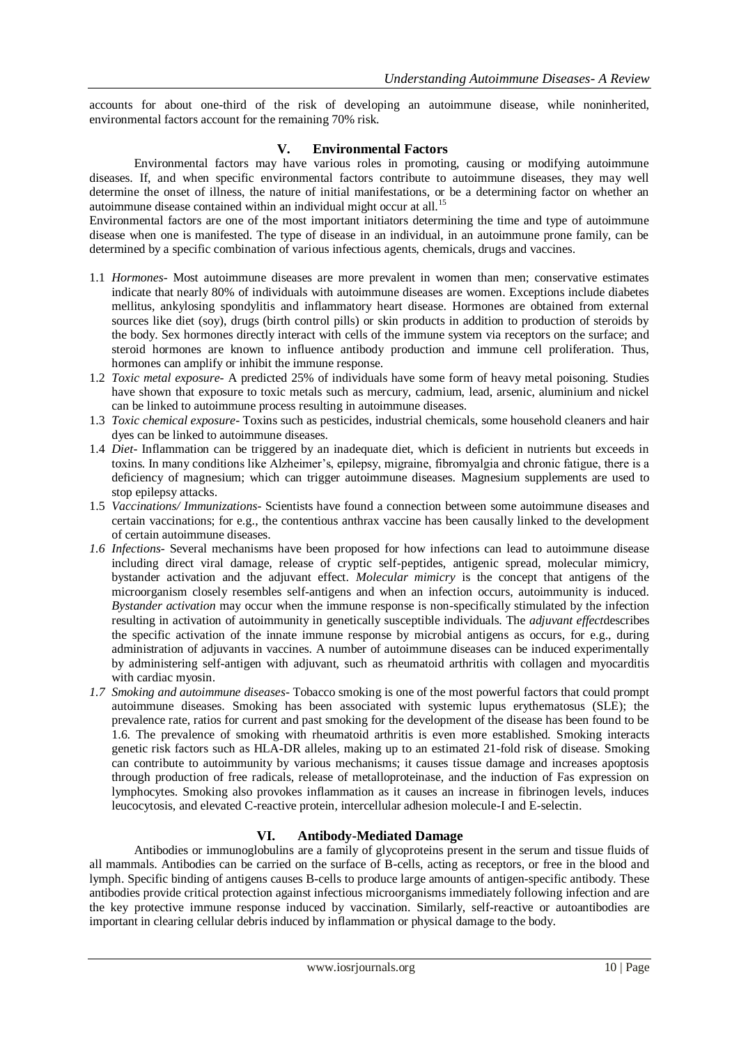accounts for about one-third of the risk of developing an autoimmune disease, while noninherited, environmental factors account for the remaining 70% risk.

## V. Environmental Factors

Environmental factors may have various roles in promoting, causing or modifying autoimmune diseases. If, and when specific environmental factors contribute to autoimmune diseases, they may well determine the onset of illness, the nature of initial manifestations, or be a determining factor on whether an autoimmune disease contained within an individual might occur at all.[15]

Environmental factors are one of the most important initiators determining the time and type of autoimmune disease when one is manifested. The type of disease in an individual, in an autoimmune prone family, can be determined by a specific combination of various infectious agents, chemicals, drugs and vaccines.

1.1 *Hormones*- Most autoimmune diseases are more prevalent in women than men; conservative estimates indicate that nearly 80% of individuals with autoimmune diseases are women. Exceptions include diabetes mellitus, ankylosing spondylitis and inflammatory heart disease. Hormones are obtained from external sources like diet (soy), drugs (birth control pills) or skin products in addition to production of steroids by the body. Sex hormones directly interact with cells of the immune system via receptors on the surface; and steroid hormones are known to influence antibody production and immune cell proliferation. Thus, hormones can amplify or inhibit the immune response.

1.2 *Toxic metal exposure*- A predicted 25% of individuals have some form of heavy metal poisoning. Studies have shown that exposure to toxic metals such as mercury, cadmium, lead, arsenic, aluminium and nickel can be linked to autoimmune process resulting in autoimmune diseases.

1.3 *Toxic chemical exposure*- Toxins such as pesticides, industrial chemicals, some household cleaners and hair dyes can be linked to autoimmune diseases.

1.4 *Diet*- Inflammation can be triggered by an inadequate diet, which is deficient in nutrients but exceeds in toxins. In many conditions like Alzheimer's, epilepsy, migraine, fibromyalgia and chronic fatigue, there is a deficiency of magnesium; which can trigger autoimmune diseases. Magnesium supplements are used to stop epilepsy attacks.

1.5 *Vaccinations/ Immunizations*- Scientists have found a connection between some autoimmune diseases and certain vaccinations; for e.g., the contentious anthrax vaccine has been causally linked to the development of certain autoimmune diseases.

*1.6 Infections*- Several mechanisms have been proposed for how infections can lead to autoimmune disease including direct viral damage, release of cryptic self-peptides, antigenic spread, molecular mimicry, bystander activation and the adjuvant effect. *Molecular mimicry* is the concept that antigens of the microorganism closely resembles self-antigens and when an infection occurs, autoimmunity is induced. *Bystander activation* may occur when the immune response is non-specifically stimulated by the infection resulting in activation of autoimmunity in genetically susceptible individuals. The *adjuvant effect*describes the specific activation of the innate immune response by microbial antigens as occurs, for e.g., during administration of adjuvants in vaccines. A number of autoimmune diseases can be induced experimentally by administering self-antigen with adjuvant, such as rheumatoid arthritis with collagen and myocarditis with cardiac myosin.

*1.7 Smoking and autoimmune diseases*- Tobacco smoking is one of the most powerful factors that could prompt autoimmune diseases. Smoking has been associated with systemic lupus erythematosus (SLE); the prevalence rate, ratios for current and past smoking for the development of the disease has been found to be 1.6. The prevalence of smoking with rheumatoid arthritis is even more established. Smoking interacts genetic risk factors such as HLA-DR alleles, making up to an estimated 21-fold risk of disease. Smoking can contribute to autoimmunity by various mechanisms; it causes tissue damage and increases apoptosis through production of free radicals, release of metalloproteinase, and the induction of Fas expression on lymphocytes. Smoking also provokes inflammation as it causes an increase in fibrinogen levels, induces leucocytosis, and elevated C-reactive protein, intercellular adhesion molecule-I and E-selectin.

## VI. Antibody-Mediated Damage

Antibodies or immunoglobulins are a family of glycoproteins present in the serum and tissue fluids of all mammals. Antibodies can be carried on the surface of B-cells, acting as receptors, or free in the blood and lymph. Specific binding of antigens causes B-cells to produce large amounts of antigen-specific antibody. These antibodies provide critical protection against infectious microorganisms immediately following infection and are the key protective immune response induced by vaccination. Similarly, self-reactive or autoantibodies are important in clearing cellular debris induced by inflammation or physical damage to the body.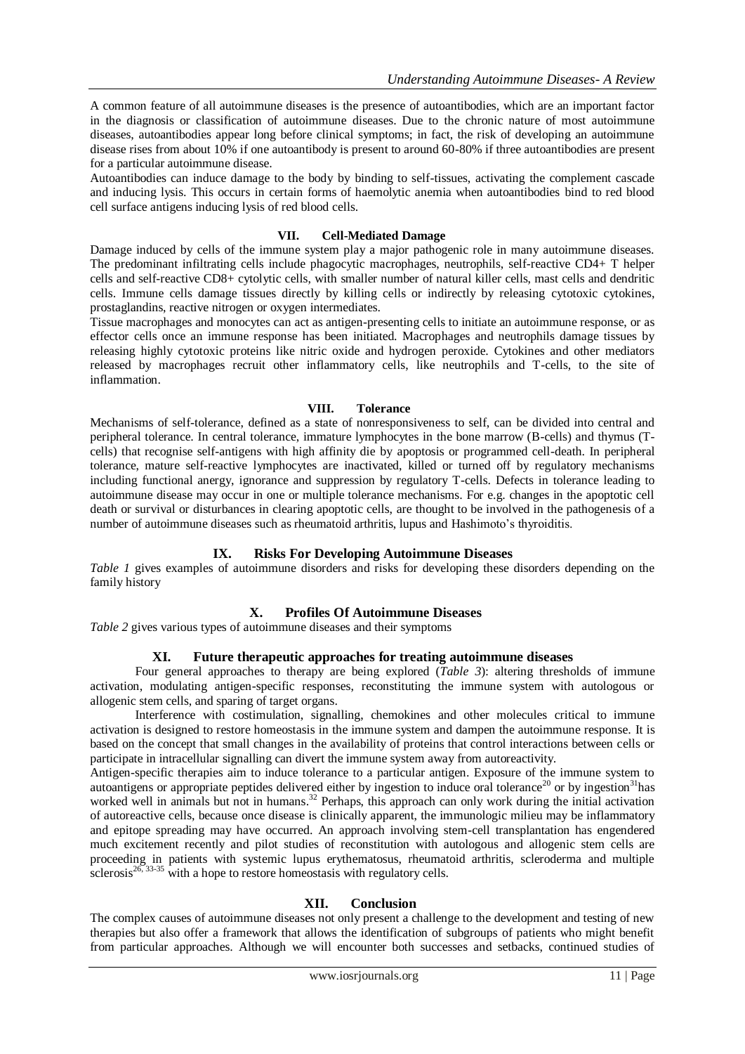A common feature of all autoimmune diseases is the presence of autoantibodies, which are an important factor in the diagnosis or classification of autoimmune diseases. Due to the chronic nature of most autoimmune diseases, autoantibodies appear long before clinical symptoms; in fact, the risk of developing an autoimmune disease rises from about 10% if one autoantibody is present to around 60-80% if three autoantibodies are present for a particular autoimmune disease.

Autoantibodies can induce damage to the body by binding to self-tissues, activating the complement cascade and inducing lysis. This occurs in certain forms of haemolytic anemia when autoantibodies bind to red blood cell surface antigens inducing lysis of red blood cells.

## VII. Cell-Mediated Damage

Damage induced by cells of the immune system play a major pathogenic role in many autoimmune diseases. The predominant infiltrating cells include phagocytic macrophages, neutrophils, self-reactive CD4+ T helper cells and self-reactive CD8+ cytolytic cells, with smaller number of natural killer cells, mast cells and dendritic cells. Immune cells damage tissues directly by killing cells or indirectly by releasing cytotoxic cytokines, prostaglandins, reactive nitrogen or oxygen intermediates.

Tissue macrophages and monocytes can act as antigen-presenting cells to initiate an autoimmune response, or as effector cells once an immune response has been initiated. Macrophages and neutrophils damage tissues by releasing highly cytotoxic proteins like nitric oxide and hydrogen peroxide. Cytokines and other mediators released by macrophages recruit other inflammatory cells, like neutrophils and T-cells, to the site of inflammation.

## VIII. Tolerance

Mechanisms of self-tolerance, defined as a state of nonresponsiveness to self, can be divided into central and peripheral tolerance. In central tolerance, immature lymphocytes in the bone marrow (B-cells) and thymus (T-cells) that recognise self-antigens with high affinity die by apoptosis or programmed cell-death. In peripheral tolerance, mature self-reactive lymphocytes are inactivated, killed or turned off by regulatory mechanisms including functional anergy, ignorance and suppression by regulatory T-cells. Defects in tolerance leading to autoimmune disease may occur in one or multiple tolerance mechanisms. For e.g. changes in the apoptotic cell death or survival or disturbances in clearing apoptotic cells, are thought to be involved in the pathogenesis of a number of autoimmune diseases such as rheumatoid arthritis, lupus and Hashimoto's thyroiditis.

## IX. Risks For Developing Autoimmune Diseases

*Table 1* gives examples of autoimmune disorders and risks for developing these disorders depending on the family history

## X. Profiles Of Autoimmune Diseases

*Table 2* gives various types of autoimmune diseases and their symptoms

## XI. Future therapeutic approaches for treating autoimmune diseases

Four general approaches to therapy are being explored (*Table 3*): altering thresholds of immune activation, modulating antigen-specific responses, reconstituting the immune system with autologous or allogenic stem cells, and sparing of target organs.

Interference with costimulation, signalling, chemokines and other molecules critical to immune activation is designed to restore homeostasis in the immune system and dampen the autoimmune response. It is based on the concept that small changes in the availability of proteins that control interactions between cells or participate in intracellular signalling can divert the immune system away from autoreactivity.

Antigen-specific therapies aim to induce tolerance to a particular antigen. Exposure of the immune system to autoantigens or appropriate peptides delivered either by ingestion to induce oral tolerance[20] or by ingestion[31] has worked well in animals but not in humans.[32] Perhaps, this approach can only work during the initial activation of autoreactive cells, because once disease is clinically apparent, the immunologic milieu may be inflammatory and epitope spreading may have occurred. An approach involving stem-cell transplantation has engendered much excitement recently and pilot studies of reconstitution with autologous and allogenic stem cells are proceeding in patients with systemic lupus erythematosus, rheumatoid arthritis, scleroderma and multiple sclerosis[26, 33-35] with a hope to restore homeostasis with regulatory cells.

## XII. Conclusion

The complex causes of autoimmune diseases not only present a challenge to the development and testing of new therapies but also offer a framework that allows the identification of subgroups of patients who might benefit from particular approaches. Although we will encounter both successes and setbacks, continued studies of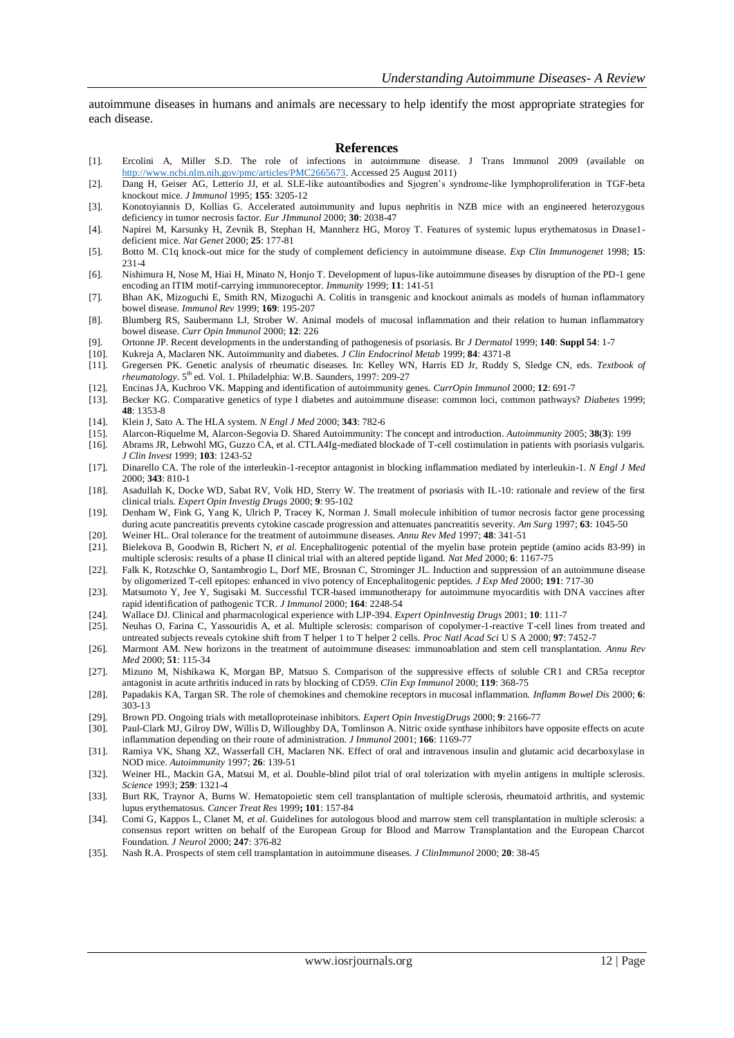autoimmune diseases in humans and animals are necessary to help identify the most appropriate strategies for each disease.

## References

[1]. Ercolini A, Miller S.D. The role of infections in autoimmune disease. J Trans Immunol 2009 (available on http://www.ncbi.nlm.nih.gov/pmc/articles/PMC2665673. Accessed 25 August 2011)

[2]. Dang H, Geiser AG, Letterio JJ, et al. SLE-like autoantibodies and Sjogren's syndrome-like lymphoproliferation in TGF-beta knockout mice. *J Immunol* 1995; **155**: 3205-12

[3]. Konotoyiannis D, Kollias G. Accelerated autoimmunity and lupus nephritis in NZB mice with an engineered heterozygous deficiency in tumor necrosis factor. *Eur JImmunol* 2000; **30**: 2038-47

[4]. Napirei M, Karsunky H, Zevnik B, Stephan H, Mannherz HG, Moroy T. Features of systemic lupus erythematosus in Dnase1-deficient mice. *Nat Genet* 2000; **25**: 177-81

[5]. Botto M. C1q knock-out mice for the study of complement deficiency in autoimmune disease. *Exp Clin Immunogenet* 1998; **15**: 231-4

[6]. Nishimura H, Nose M, Hiai H, Minato N, Honjo T. Development of lupus-like autoimmune diseases by disruption of the PD-1 gene encoding an ITIM motif-carrying immunoreceptor. *Immunity* 1999; **11**: 141-51

[7]. Bhan AK, Mizoguchi E, Smith RN, Mizoguchi A. Colitis in transgenic and knockout animals as models of human inflammatory bowel disease. *Immunol Rev* 1999; **169**: 195-207

[8]. Blumberg RS, Saubermann LJ, Strober W. Animal models of mucosal inflammation and their relation to human inflammatory bowel disease. *Curr Opin Immunol* 2000; **12**: 226

[9]. Ortonne JP. Recent developments in the understanding of pathogenesis of psoriasis. Br *J Dermatol* 1999; **140**: **Suppl 54**: 1-7

[10]. Kukreja A, Maclaren NK. Autoimmunity and diabetes. *J Clin Endocrinol Metab* 1999; **84**: 4371-8

[11]. Gregersen PK. Genetic analysis of rheumatic diseases. In: Kelley WN, Harris ED Jr, Ruddy S, Sledge CN, eds. *Textbook of rheumatology*. 5th ed. Vol. 1. Philadelphia: W.B. Saunders, 1997: 209-27

[12]. Encinas JA, Kuchroo VK. Mapping and identification of autoimmunity genes. *CurrOpin Immunol* 2000; **12**: 691-7

[13]. Becker KG. Comparative genetics of type I diabetes and autoimmune disease: common loci, common pathways? *Diabetes* 1999; **48**: 1353-8

[14]. Klein J, Sato A. The HLA system. *N Engl J Med* 2000; **343**: 782-6

[15]. Alarcon-Riquelme M, Alarcon-Segovia D. Shared Autoimmunity: The concept and introduction. *Autoimmunity* 2005; **38**(**3**): 199

[16]. Abrams JR, Lebwohl MG, Guzzo CA, et al. CTLA4Ig-mediated blockade of T-cell costimulation in patients with psoriasis vulgaris. *J Clin Invest* 1999; **103**: 1243-52

[17]. Dinarello CA. The role of the interleukin-1-receptor antagonist in blocking inflammation mediated by interleukin-1. *N Engl J Med* 2000; **343**: 810-1

[18]. Asadullah K, Docke WD, Sabat RV, Volk HD, Sterry W. The treatment of psoriasis with IL-10: rationale and review of the first clinical trials. *Expert Opin Investig Drugs* 2000; **9**: 95-102

[19]. Denham W, Fink G, Yang K, Ulrich P, Tracey K, Norman J. Small molecule inhibition of tumor necrosis factor gene processing during acute pancreatitis prevents cytokine cascade progression and attenuates pancreatitis severity. *Am Surg* 1997; **63**: 1045-50

[20]. Weiner HL. Oral tolerance for the treatment of autoimmune diseases. *Annu Rev Med* 1997; **48**: 341-51

[21]. Bielekova B, Goodwin B, Richert N, *et al.* Encephalitogenic potential of the myelin base protein peptide (amino acids 83-99) in multiple sclerosis: results of a phase II clinical trial with an altered peptide ligand. *Nat Med* 2000; **6**: 1167-75

[22]. Falk K, Rotzschke O, Santambrogio L, Dorf ME, Brosnan C, Strominger JL. Induction and suppression of an autoimmune disease by oligomerized T-cell epitopes: enhanced in vivo potency of Encephalitogenic peptides. *J Exp Med* 2000; **191**: 717-30

[23]. Matsumoto Y, Jee Y, Sugisaki M. Successful TCR-based immunotherapy for autoimmune myocarditis with DNA vaccines after rapid identification of pathogenic TCR. *J Immunol* 2000; **164**: 2248-54

[24]. Wallace DJ. Clinical and pharmacological experience with LJP-394. *Expert OpinInvestig Drugs* 2001; **10**: 111-7

[25]. Neuhas O, Farina C, Yassouridis A, et al. Multiple sclerosis: comparison of copolymer-1-reactive T-cell lines from treated and untreated subjects reveals cytokine shift from T helper 1 to T helper 2 cells. *Proc Natl Acad Sci* U S A 2000; **97**: 7452-7

[26]. Marmont AM. New horizons in the treatment of autoimmune diseases: immunoablation and stem cell transplantation. *Annu Rev Med* 2000; **51**: 115-34

[27]. Mizuno M, Nishikawa K, Morgan BP, Matsuo S. Comparison of the suppressive effects of soluble CR1 and CR5a receptor antagonist in acute arthritis induced in rats by blocking of CD59. *Clin Exp Immunol* 2000; **119**: 368-75

[28]. Papadakis KA, Targan SR. The role of chemokines and chemokine receptors in mucosal inflammation. *Inflamm Bowel Dis* 2000; **6**: 303-13

[29]. Brown PD. Ongoing trials with metalloproteinase inhibitors. *Expert Opin InvestigDrugs* 2000; **9**: 2166-77

[30]. Paul-Clark MJ, Gilroy DW, Willis D, Willoughby DA, Tomlinson A. Nitric oxide synthase inhibitors have opposite effects on acute inflammation depending on their route of administration. *J Immunol* 2001; **166**: 1169-77

[31]. Ramiya VK, Shang XZ, Wasserfall CH, Maclaren NK. Effect of oral and intravenous insulin and glutamic acid decarboxylase in NOD mice. *Autoimmunity* 1997; **26**: 139-51

[32]. Weiner HL, Mackin GA, Matsui M, et al. Double-blind pilot trial of oral tolerization with myelin antigens in multiple sclerosis. *Science* 1993; **259**: 1321-4

[33]. Burt RK, Traynor A, Burns W. Hematopoietic stem cell transplantation of multiple sclerosis, rheumatoid arthritis, and systemic lupus erythematosus. *Cancer Treat Res* 1999**; 101**: 157-84

[34]. Comi G, Kappos L, Clanet M, *et al.* Guidelines for autologous blood and marrow stem cell transplantation in multiple sclerosis: a consensus report written on behalf of the European Group for Blood and Marrow Transplantation and the European Charcot Foundation. *J Neurol* 2000; **247**: 376-82

[35]. Nash R.A. Prospects of stem cell transplantation in autoimmune diseases. *J ClinImmunol* 2000; **20**: 38-45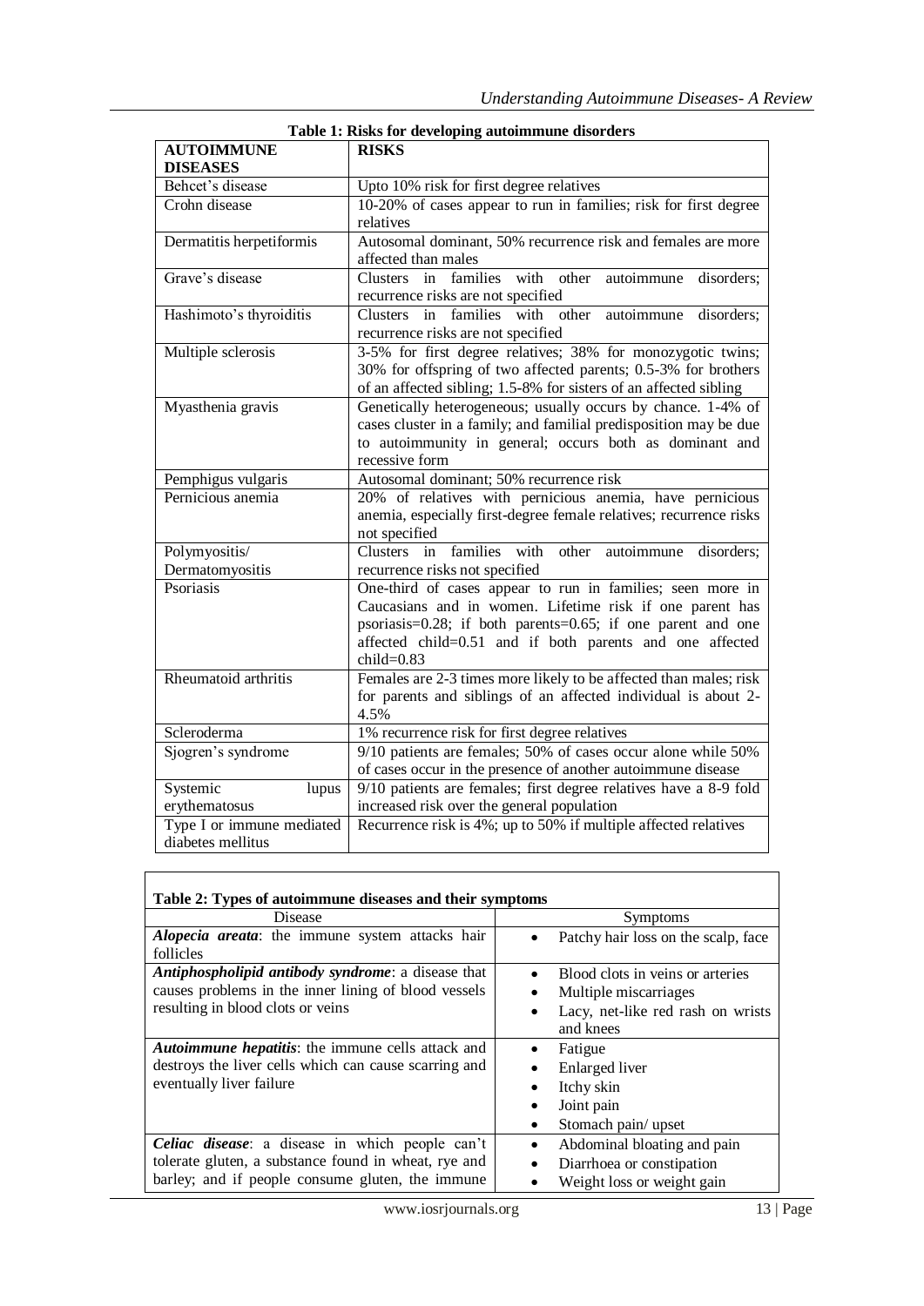**Table 1: Risks for developing autoimmune disorders**

| AUTOIMMUNE DISEASES | RISKS |
|---|---|
| Behcet's disease | Upto 10% risk for first degree relatives |
| Crohn disease | 10-20% of cases appear to run in families; risk for first degree relatives |
| Dermatitis herpetiformis | Autosomal dominant, 50% recurrence risk and females are more affected than males |
| Grave's disease | Clusters in families with other autoimmune disorders; recurrence risks are not specified |
| Hashimoto's thyroiditis | Clusters in families with other autoimmune disorders; recurrence risks are not specified |
| Multiple sclerosis | 3-5% for first degree relatives; 38% for monozygotic twins; 30% for offspring of two affected parents; 0.5-3% for brothers of an affected sibling; 1.5-8% for sisters of an affected sibling |
| Myasthenia gravis | Genetically heterogeneous; usually occurs by chance. 1-4% of cases cluster in a family; and familial predisposition may be due to autoimmunity in general; occurs both as dominant and recessive form |
| Pemphigus vulgaris | Autosomal dominant; 50% recurrence risk |
| Pernicious anemia | 20% of relatives with pernicious anemia, have pernicious anemia, especially first-degree female relatives; recurrence risks not specified |
| Polymyositis/ Dermatomyositis | Clusters in families with other autoimmune disorders; recurrence risks not specified |
| Psoriasis | One-third of cases appear to run in families; seen more in Caucasians and in women. Lifetime risk if one parent has psoriasis=0.28; if both parents=0.65; if one parent and one affected child=0.51 and if both parents and one affected child=0.83 |
| Rheumatoid arthritis | Females are 2-3 times more likely to be affected than males; risk for parents and siblings of an affected individual is about 2-4.5% |
| Scleroderma | 1% recurrence risk for first degree relatives |
| Sjogren's syndrome | 9/10 patients are females; 50% of cases occur alone while 50% of cases occur in the presence of another autoimmune disease |
| Systemic lupus erythematosus | 9/10 patients are females; first degree relatives have a 8-9 fold increased risk over the general population |
| Type I or immune mediated diabetes mellitus | Recurrence risk is 4%; up to 50% if multiple affected relatives |

**Table 2: Types of autoimmune diseases and their symptoms**

| Disease | Symptoms |
|---|---|
| ***Alopecia areata***: the immune system attacks hair follicles | • Patchy hair loss on the scalp, face |
| ***Antiphospholipid antibody syndrome***: a disease that causes problems in the inner lining of blood vessels resulting in blood clots or veins | • Blood clots in veins or arteries<br>• Multiple miscarriages<br>• Lacy, net-like red rash on wrists and knees |
| ***Autoimmune hepatitis***: the immune cells attack and destroys the liver cells which can cause scarring and eventually liver failure | • Fatigue<br>• Enlarged liver<br>• Itchy skin<br>• Joint pain<br>• Stomach pain/ upset |
| ***Celiac disease***: a disease in which people can't tolerate gluten, a substance found in wheat, rye and barley; and if people consume gluten, the immune | • Abdominal bloating and pain<br>• Diarrhoea or constipation<br>• Weight loss or weight gain |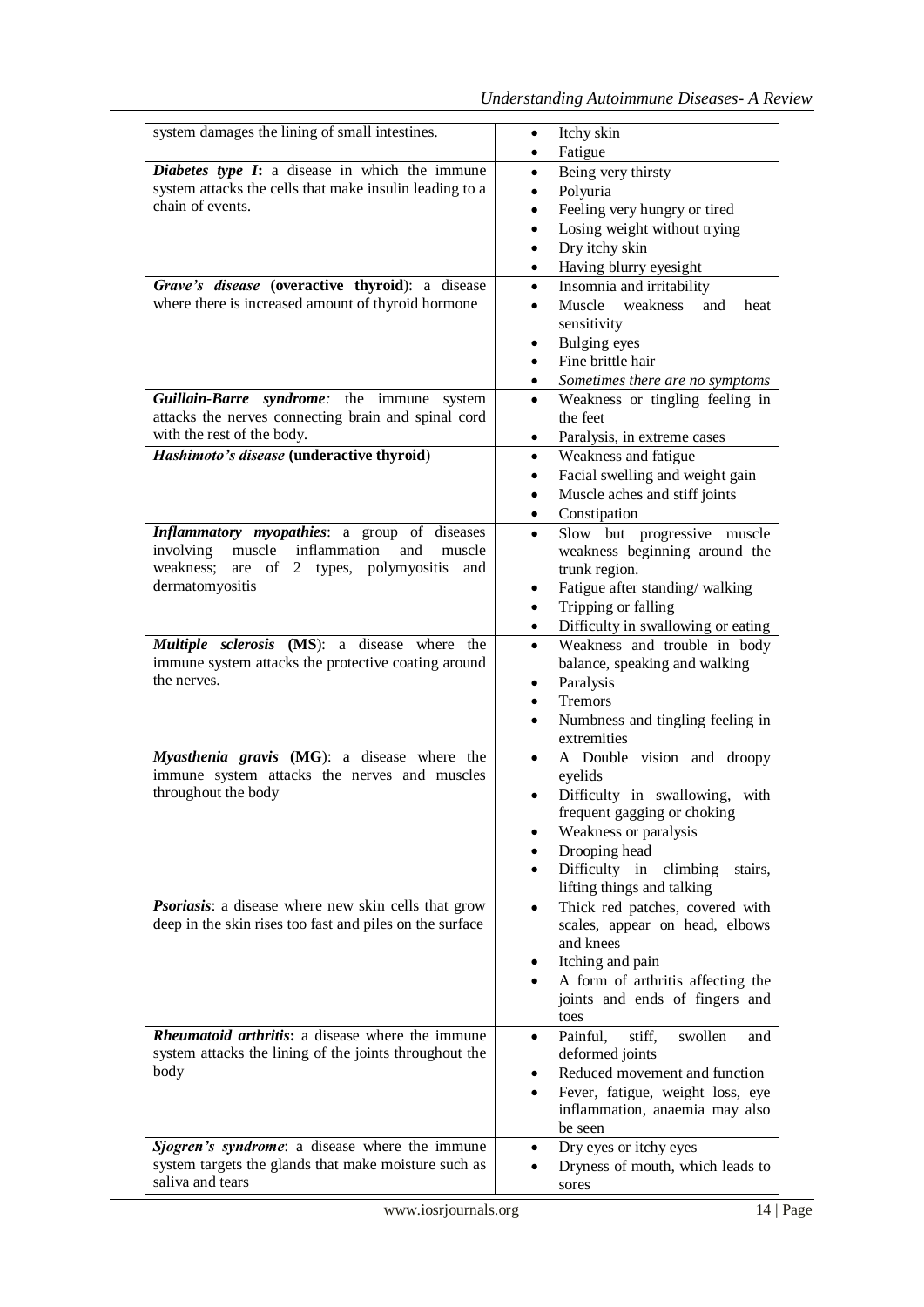| | |
|---|---|
| system damages the lining of small intestines. | • Itchy skin<br>• Fatigue |
| ***Diabetes type I*:** a disease in which the immune system attacks the cells that make insulin leading to a chain of events. | • Being very thirsty<br>• Polyuria<br>• Feeling very hungry or tired<br>• Losing weight without trying<br>• Dry itchy skin<br>• Having blurry eyesight |
| ***Grave's disease* (overactive thyroid)**: a disease where there is increased amount of thyroid hormone | • Insomnia and irritability<br>• Muscle weakness and heat sensitivity<br>• Bulging eyes<br>• Fine brittle hair<br>• *Sometimes there are no symptoms* |
| ***Guillain-Barre syndrome****:* the immune system attacks the nerves connecting brain and spinal cord with the rest of the body. | • Weakness or tingling feeling in the feet<br>• Paralysis, in extreme cases |
| ***Hashimoto's disease* (underactive thyroid)** | • Weakness and fatigue<br>• Facial swelling and weight gain<br>• Muscle aches and stiff joints<br>• Constipation |
| ***Inflammatory myopathies***: a group of diseases involving muscle inflammation and muscle weakness; are of 2 types, polymyositis and dermatomyositis | • Slow but progressive muscle weakness beginning around the trunk region.<br>• Fatigue after standing/ walking<br>• Tripping or falling<br>• Difficulty in swallowing or eating |
| ***Multiple sclerosis* (MS)**: a disease where the immune system attacks the protective coating around the nerves. | • Weakness and trouble in body balance, speaking and walking<br>• Paralysis<br>• Tremors<br>• Numbness and tingling feeling in extremities |
| ***Myasthenia gravis* (MG)**: a disease where the immune system attacks the nerves and muscles throughout the body | • A Double vision and droopy eyelids<br>• Difficulty in swallowing, with frequent gagging or choking<br>• Weakness or paralysis<br>• Drooping head<br>• Difficulty in climbing stairs, lifting things and talking |
| ***Psoriasis***: a disease where new skin cells that grow deep in the skin rises too fast and piles on the surface | • Thick red patches, covered with scales, appear on head, elbows and knees<br>• Itching and pain<br>• A form of arthritis affecting the joints and ends of fingers and toes |
| ***Rheumatoid arthritis*:** a disease where the immune system attacks the lining of the joints throughout the body | • Painful, stiff, swollen and deformed joints<br>• Reduced movement and function<br>• Fever, fatigue, weight loss, eye inflammation, anaemia may also be seen |
| ***Sjogren's syndrome***: a disease where the immune system targets the glands that make moisture such as saliva and tears | • Dry eyes or itchy eyes<br>• Dryness of mouth, which leads to sores |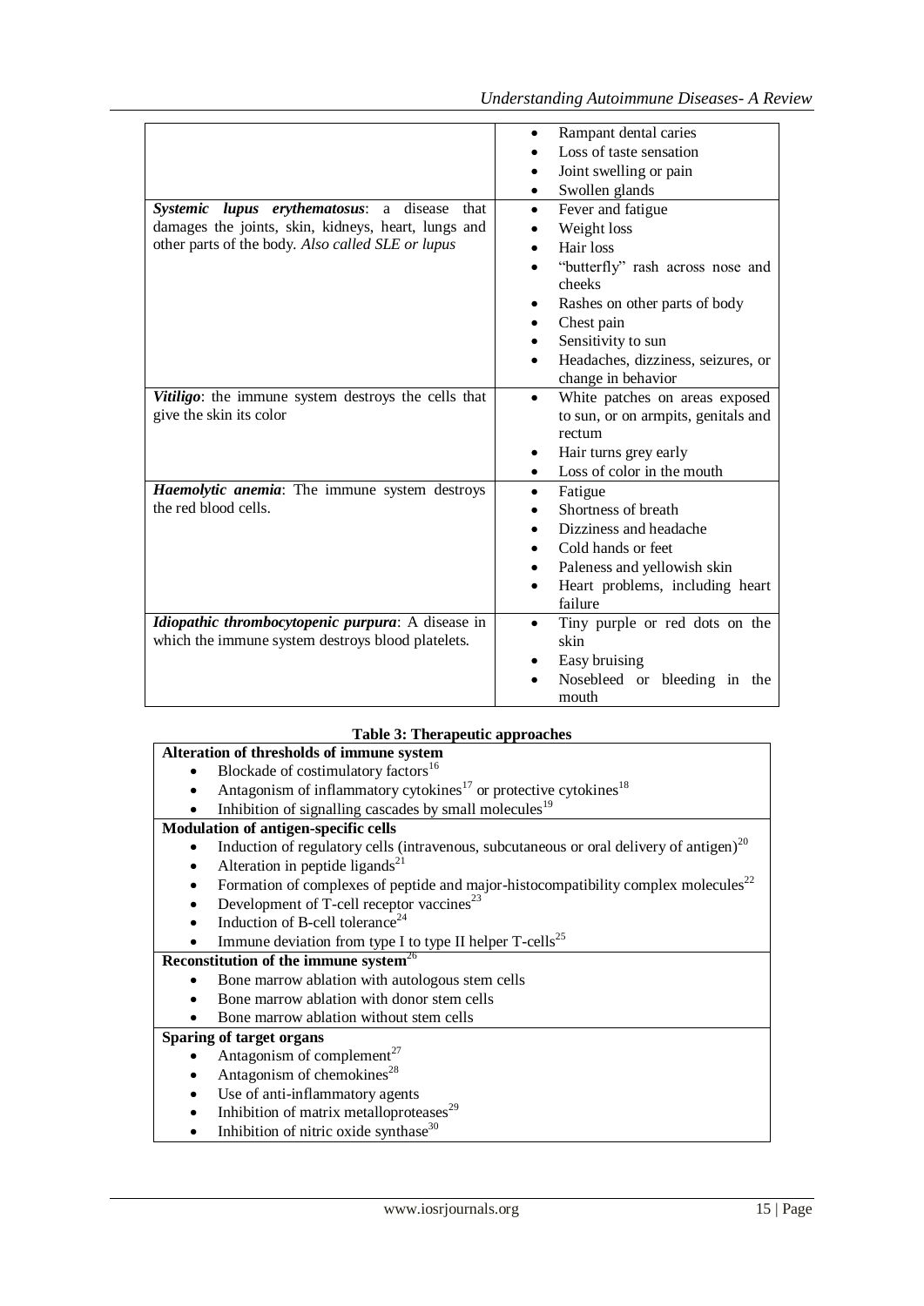| | |
|---|---|
| | • Rampant dental caries<br>• Loss of taste sensation<br>• Joint swelling or pain<br>• Swollen glands |
| ***Systemic lupus erythematosus***: a disease that damages the joints, skin, kidneys, heart, lungs and other parts of the body. *Also called SLE or lupus* | • Fever and fatigue<br>• Weight loss<br>• Hair loss<br>• "butterfly" rash across nose and cheeks<br>• Rashes on other parts of body<br>• Chest pain<br>• Sensitivity to sun<br>• Headaches, dizziness, seizures, or change in behavior |
| ***Vitiligo***: the immune system destroys the cells that give the skin its color | • White patches on areas exposed to sun, or on armpits, genitals and rectum<br>• Hair turns grey early<br>• Loss of color in the mouth |
| ***Haemolytic anemia***: The immune system destroys the red blood cells. | • Fatigue<br>• Shortness of breath<br>• Dizziness and headache<br>• Cold hands or feet<br>• Paleness and yellowish skin<br>• Heart problems, including heart failure |
| ***Idiopathic thrombocytopenic purpura***: A disease in which the immune system destroys blood platelets. | • Tiny purple or red dots on the skin<br>• Easy bruising<br>• Nosebleed or bleeding in the mouth |

**Table 3: Therapeutic approaches**

| |
|---|
| **Alteration of thresholds of immune system**<br>• Blockade of costimulatory factors[16]<br>• Antagonism of inflammatory cytokines[17] or protective cytokines[18]<br>• Inhibition of signalling cascades by small molecules[19] |
| **Modulation of antigen-specific cells**<br>• Induction of regulatory cells (intravenous, subcutaneous or oral delivery of antigen)[20]<br>• Alteration in peptide ligands[21]<br>• Formation of complexes of peptide and major-histocompatibility complex molecules[22]<br>• Development of T-cell receptor vaccines[23]<br>• Induction of B-cell tolerance[24]<br>• Immune deviation from type I to type II helper T-cells[25] |
| **Reconstitution of the immune system**[26]<br>• Bone marrow ablation with autologous stem cells<br>• Bone marrow ablation with donor stem cells<br>• Bone marrow ablation without stem cells |
| **Sparing of target organs**<br>• Antagonism of complement[27]<br>• Antagonism of chemokines[28]<br>• Use of anti-inflammatory agents<br>• Inhibition of matrix metalloproteases[29]<br>• Inhibition of nitric oxide synthase[30] |